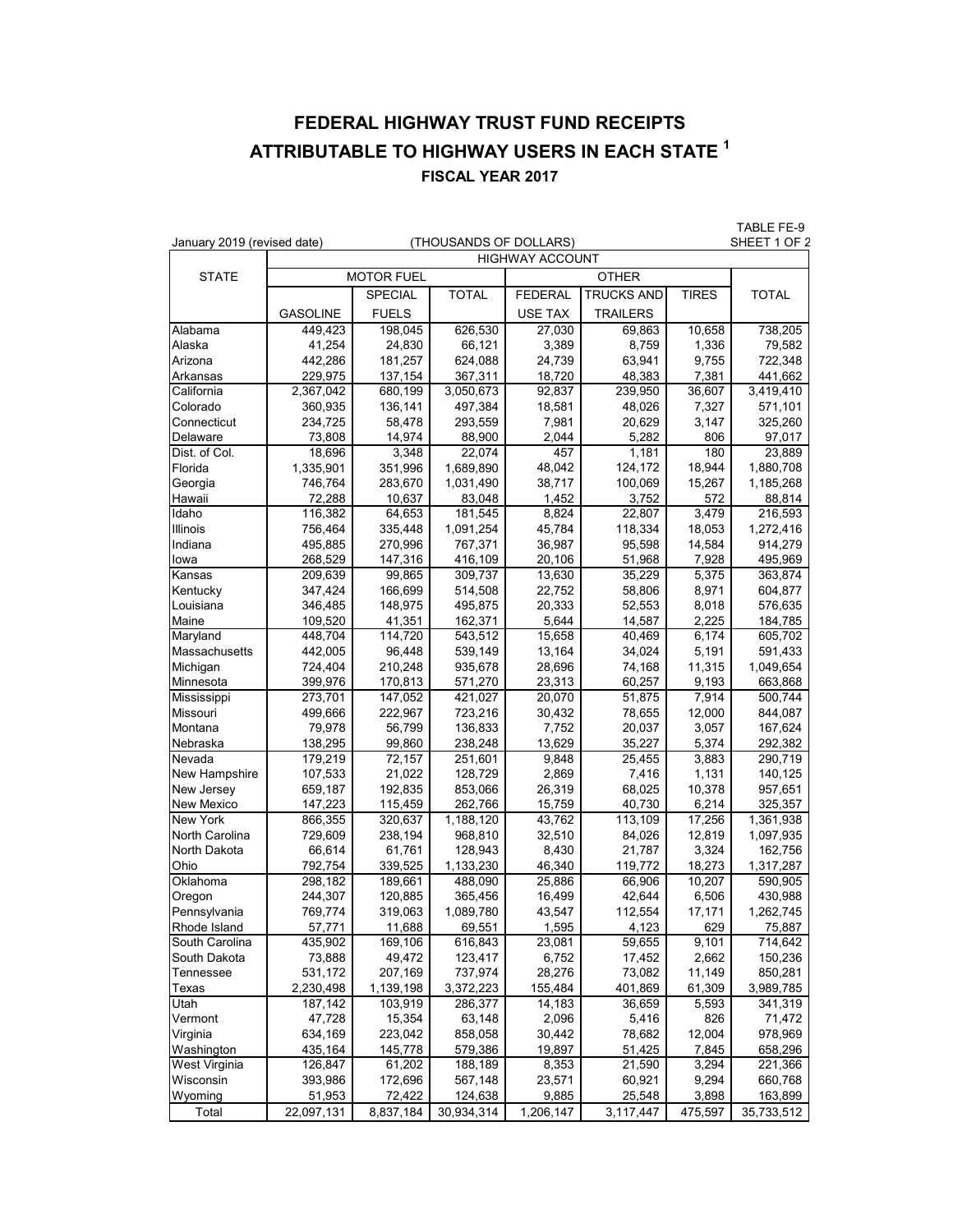# FEDERAL HIGHWAY TRUST FUND RECEIPTS
# ATTRIBUTABLE TO HIGHWAY USERS IN EACH STATE [1]
## FISCAL YEAR 2017

TABLE FE-9
SHEET 1 OF 2

January 2019 (revised date)

(THOUSANDS OF DOLLARS)

| STATE | HIGHWAY ACCOUNT | | | | | | |
|---|---|---|---|---|---|---|---|
| | MOTOR FUEL | | | OTHER | | | TOTAL |
| | GASOLINE | SPECIAL FUELS | TOTAL | FEDERAL USE TAX | TRUCKS AND TRAILERS | TIRES | |
| Alabama | 449,423 | 198,045 | 626,530 | 27,030 | 69,863 | 10,658 | 738,205 |
| Alaska | 41,254 | 24,830 | 66,121 | 3,389 | 8,759 | 1,336 | 79,582 |
| Arizona | 442,286 | 181,257 | 624,088 | 24,739 | 63,941 | 9,755 | 722,348 |
| Arkansas | 229,975 | 137,154 | 367,311 | 18,720 | 48,383 | 7,381 | 441,662 |
| California | 2,367,042 | 680,199 | 3,050,673 | 92,837 | 239,950 | 36,607 | 3,419,410 |
| Colorado | 360,935 | 136,141 | 497,384 | 18,581 | 48,026 | 7,327 | 571,101 |
| Connecticut | 234,725 | 58,478 | 293,559 | 7,981 | 20,629 | 3,147 | 325,260 |
| Delaware | 73,808 | 14,974 | 88,900 | 2,044 | 5,282 | 806 | 97,017 |
| Dist. of Col. | 18,696 | 3,348 | 22,074 | 457 | 1,181 | 180 | 23,889 |
| Florida | 1,335,901 | 351,996 | 1,689,890 | 48,042 | 124,172 | 18,944 | 1,880,708 |
| Georgia | 746,764 | 283,670 | 1,031,490 | 38,717 | 100,069 | 15,267 | 1,185,268 |
| Hawaii | 72,288 | 10,637 | 83,048 | 1,452 | 3,752 | 572 | 88,814 |
| Idaho | 116,382 | 64,653 | 181,545 | 8,824 | 22,807 | 3,479 | 216,593 |
| Illinois | 756,464 | 335,448 | 1,091,254 | 45,784 | 118,334 | 18,053 | 1,272,416 |
| Indiana | 495,885 | 270,996 | 767,371 | 36,987 | 95,598 | 14,584 | 914,279 |
| Iowa | 268,529 | 147,316 | 416,109 | 20,106 | 51,968 | 7,928 | 495,969 |
| Kansas | 209,639 | 99,865 | 309,737 | 13,630 | 35,229 | 5,375 | 363,874 |
| Kentucky | 347,424 | 166,699 | 514,508 | 22,752 | 58,806 | 8,971 | 604,877 |
| Louisiana | 346,485 | 148,975 | 495,875 | 20,333 | 52,553 | 8,018 | 576,635 |
| Maine | 109,520 | 41,351 | 162,371 | 5,644 | 14,587 | 2,225 | 184,785 |
| Maryland | 448,704 | 114,720 | 543,512 | 15,658 | 40,469 | 6,174 | 605,702 |
| Massachusetts | 442,005 | 96,448 | 539,149 | 13,164 | 34,024 | 5,191 | 591,433 |
| Michigan | 724,404 | 210,248 | 935,678 | 28,696 | 74,168 | 11,315 | 1,049,654 |
| Minnesota | 399,976 | 170,813 | 571,270 | 23,313 | 60,257 | 9,193 | 663,868 |
| Mississippi | 273,701 | 147,052 | 421,027 | 20,070 | 51,875 | 7,914 | 500,744 |
| Missouri | 499,666 | 222,967 | 723,216 | 30,432 | 78,655 | 12,000 | 844,087 |
| Montana | 79,978 | 56,799 | 136,833 | 7,752 | 20,037 | 3,057 | 167,624 |
| Nebraska | 138,295 | 99,860 | 238,248 | 13,629 | 35,227 | 5,374 | 292,382 |
| Nevada | 179,219 | 72,157 | 251,601 | 9,848 | 25,455 | 3,883 | 290,719 |
| New Hampshire | 107,533 | 21,022 | 128,729 | 2,869 | 7,416 | 1,131 | 140,125 |
| New Jersey | 659,187 | 192,835 | 853,066 | 26,319 | 68,025 | 10,378 | 957,651 |
| New Mexico | 147,223 | 115,459 | 262,766 | 15,759 | 40,730 | 6,214 | 325,357 |
| New York | 866,355 | 320,637 | 1,188,120 | 43,762 | 113,109 | 17,256 | 1,361,938 |
| North Carolina | 729,609 | 238,194 | 968,810 | 32,510 | 84,026 | 12,819 | 1,097,935 |
| North Dakota | 66,614 | 61,761 | 128,943 | 8,430 | 21,787 | 3,324 | 162,756 |
| Ohio | 792,754 | 339,525 | 1,133,230 | 46,340 | 119,772 | 18,273 | 1,317,287 |
| Oklahoma | 298,182 | 189,661 | 488,090 | 25,886 | 66,906 | 10,207 | 590,905 |
| Oregon | 244,307 | 120,885 | 365,456 | 16,499 | 42,644 | 6,506 | 430,988 |
| Pennsylvania | 769,774 | 319,063 | 1,089,780 | 43,547 | 112,554 | 17,171 | 1,262,745 |
| Rhode Island | 57,771 | 11,688 | 69,551 | 1,595 | 4,123 | 629 | 75,887 |
| South Carolina | 435,902 | 169,106 | 616,843 | 23,081 | 59,655 | 9,101 | 714,642 |
| South Dakota | 73,888 | 49,472 | 123,417 | 6,752 | 17,452 | 2,662 | 150,236 |
| Tennessee | 531,172 | 207,169 | 737,974 | 28,276 | 73,082 | 11,149 | 850,281 |
| Texas | 2,230,498 | 1,139,198 | 3,372,223 | 155,484 | 401,869 | 61,309 | 3,989,785 |
| Utah | 187,142 | 103,919 | 286,377 | 14,183 | 36,659 | 5,593 | 341,319 |
| Vermont | 47,728 | 15,354 | 63,148 | 2,096 | 5,416 | 826 | 71,472 |
| Virginia | 634,169 | 223,042 | 858,058 | 30,442 | 78,682 | 12,004 | 978,969 |
| Washington | 435,164 | 145,778 | 579,386 | 19,897 | 51,425 | 7,845 | 658,296 |
| West Virginia | 126,847 | 61,202 | 188,189 | 8,353 | 21,590 | 3,294 | 221,366 |
| Wisconsin | 393,986 | 172,696 | 567,148 | 23,571 | 60,921 | 9,294 | 660,768 |
| Wyoming | 51,953 | 72,422 | 124,638 | 9,885 | 25,548 | 3,898 | 163,899 |
| Total | 22,097,131 | 8,837,184 | 30,934,314 | 1,206,147 | 3,117,447 | 475,597 | 35,733,512 |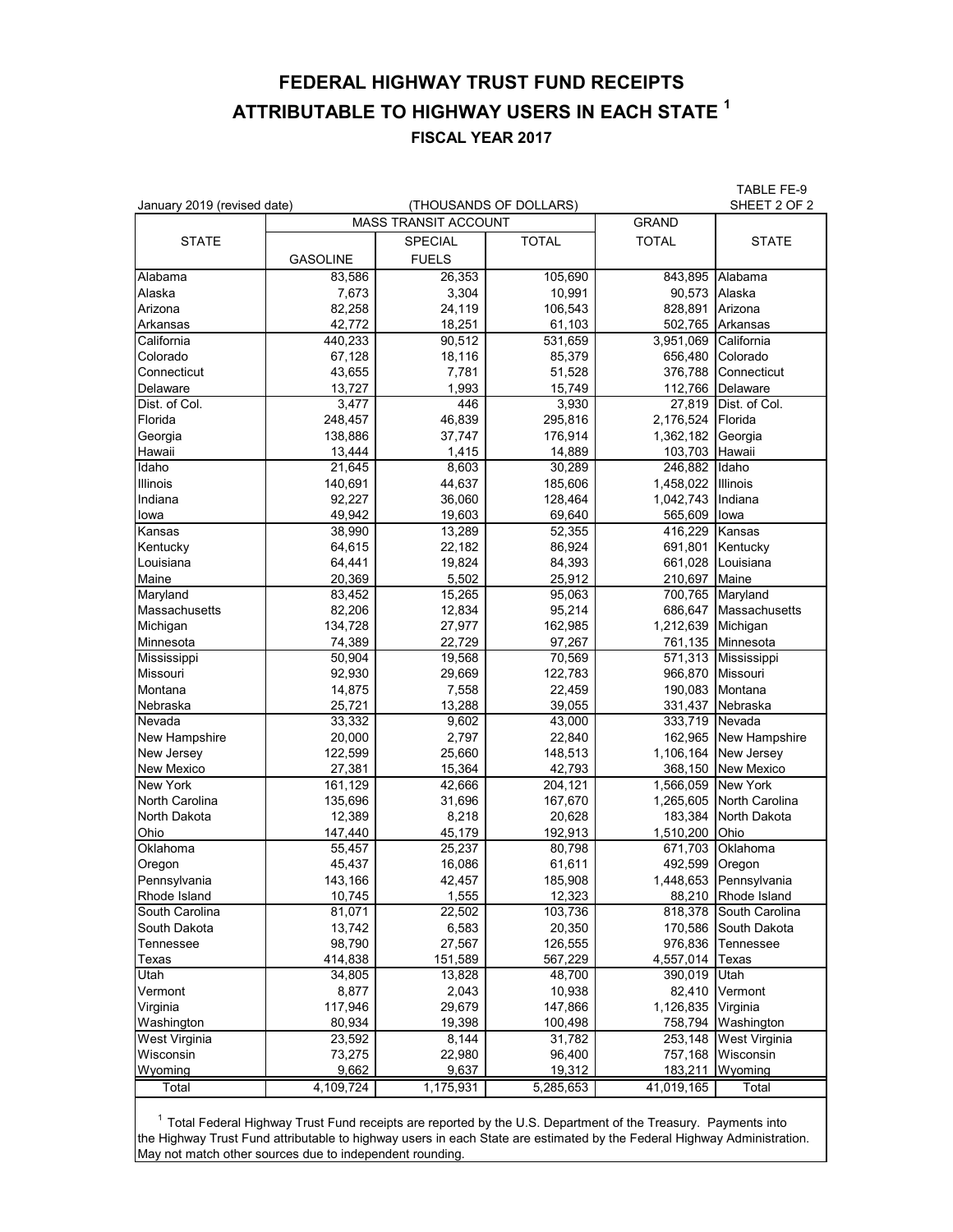# FEDERAL HIGHWAY TRUST FUND RECEIPTS
# ATTRIBUTABLE TO HIGHWAY USERS IN EACH STATE [1]
### FISCAL YEAR 2017

TABLE FE-9

January 2019 (revised date) (THOUSANDS OF DOLLARS) SHEET 2 OF 2

| STATE | MASS TRANSIT ACCOUNT | | | GRAND | STATE |
|---|---|---|---|---|---|
| | GASOLINE | SPECIAL FUELS | TOTAL | TOTAL | |
| Alabama | 83,586 | 26,353 | 105,690 | 843,895 | Alabama |
| Alaska | 7,673 | 3,304 | 10,991 | 90,573 | Alaska |
| Arizona | 82,258 | 24,119 | 106,543 | 828,891 | Arizona |
| Arkansas | 42,772 | 18,251 | 61,103 | 502,765 | Arkansas |
| California | 440,233 | 90,512 | 531,659 | 3,951,069 | California |
| Colorado | 67,128 | 18,116 | 85,379 | 656,480 | Colorado |
| Connecticut | 43,655 | 7,781 | 51,528 | 376,788 | Connecticut |
| Delaware | 13,727 | 1,993 | 15,749 | 112,766 | Delaware |
| Dist. of Col. | 3,477 | 446 | 3,930 | 27,819 | Dist. of Col. |
| Florida | 248,457 | 46,839 | 295,816 | 2,176,524 | Florida |
| Georgia | 138,886 | 37,747 | 176,914 | 1,362,182 | Georgia |
| Hawaii | 13,444 | 1,415 | 14,889 | 103,703 | Hawaii |
| Idaho | 21,645 | 8,603 | 30,289 | 246,882 | Idaho |
| Illinois | 140,691 | 44,637 | 185,606 | 1,458,022 | Illinois |
| Indiana | 92,227 | 36,060 | 128,464 | 1,042,743 | Indiana |
| Iowa | 49,942 | 19,603 | 69,640 | 565,609 | Iowa |
| Kansas | 38,990 | 13,289 | 52,355 | 416,229 | Kansas |
| Kentucky | 64,615 | 22,182 | 86,924 | 691,801 | Kentucky |
| Louisiana | 64,441 | 19,824 | 84,393 | 661,028 | Louisiana |
| Maine | 20,369 | 5,502 | 25,912 | 210,697 | Maine |
| Maryland | 83,452 | 15,265 | 95,063 | 700,765 | Maryland |
| Massachusetts | 82,206 | 12,834 | 95,214 | 686,647 | Massachusetts |
| Michigan | 134,728 | 27,977 | 162,985 | 1,212,639 | Michigan |
| Minnesota | 74,389 | 22,729 | 97,267 | 761,135 | Minnesota |
| Mississippi | 50,904 | 19,568 | 70,569 | 571,313 | Mississippi |
| Missouri | 92,930 | 29,669 | 122,783 | 966,870 | Missouri |
| Montana | 14,875 | 7,558 | 22,459 | 190,083 | Montana |
| Nebraska | 25,721 | 13,288 | 39,055 | 331,437 | Nebraska |
| Nevada | 33,332 | 9,602 | 43,000 | 333,719 | Nevada |
| New Hampshire | 20,000 | 2,797 | 22,840 | 162,965 | New Hampshire |
| New Jersey | 122,599 | 25,660 | 148,513 | 1,106,164 | New Jersey |
| New Mexico | 27,381 | 15,364 | 42,793 | 368,150 | New Mexico |
| New York | 161,129 | 42,666 | 204,121 | 1,566,059 | New York |
| North Carolina | 135,696 | 31,696 | 167,670 | 1,265,605 | North Carolina |
| North Dakota | 12,389 | 8,218 | 20,628 | 183,384 | North Dakota |
| Ohio | 147,440 | 45,179 | 192,913 | 1,510,200 | Ohio |
| Oklahoma | 55,457 | 25,237 | 80,798 | 671,703 | Oklahoma |
| Oregon | 45,437 | 16,086 | 61,611 | 492,599 | Oregon |
| Pennsylvania | 143,166 | 42,457 | 185,908 | 1,448,653 | Pennsylvania |
| Rhode Island | 10,745 | 1,555 | 12,323 | 88,210 | Rhode Island |
| South Carolina | 81,071 | 22,502 | 103,736 | 818,378 | South Carolina |
| South Dakota | 13,742 | 6,583 | 20,350 | 170,586 | South Dakota |
| Tennessee | 98,790 | 27,567 | 126,555 | 976,836 | Tennessee |
| Texas | 414,838 | 151,589 | 567,229 | 4,557,014 | Texas |
| Utah | 34,805 | 13,828 | 48,700 | 390,019 | Utah |
| Vermont | 8,877 | 2,043 | 10,938 | 82,410 | Vermont |
| Virginia | 117,946 | 29,679 | 147,866 | 1,126,835 | Virginia |
| Washington | 80,934 | 19,398 | 100,498 | 758,794 | Washington |
| West Virginia | 23,592 | 8,144 | 31,782 | 253,148 | West Virginia |
| Wisconsin | 73,275 | 22,980 | 96,400 | 757,168 | Wisconsin |
| Wyoming | 9,662 | 9,637 | 19,312 | 183,211 | Wyoming |
| Total | 4,109,724 | 1,175,931 | 5,285,653 | 41,019,165 | Total |

[1] Total Federal Highway Trust Fund receipts are reported by the U.S. Department of the Treasury. Payments into the Highway Trust Fund attributable to highway users in each State are estimated by the Federal Highway Administration. May not match other sources due to independent rounding.